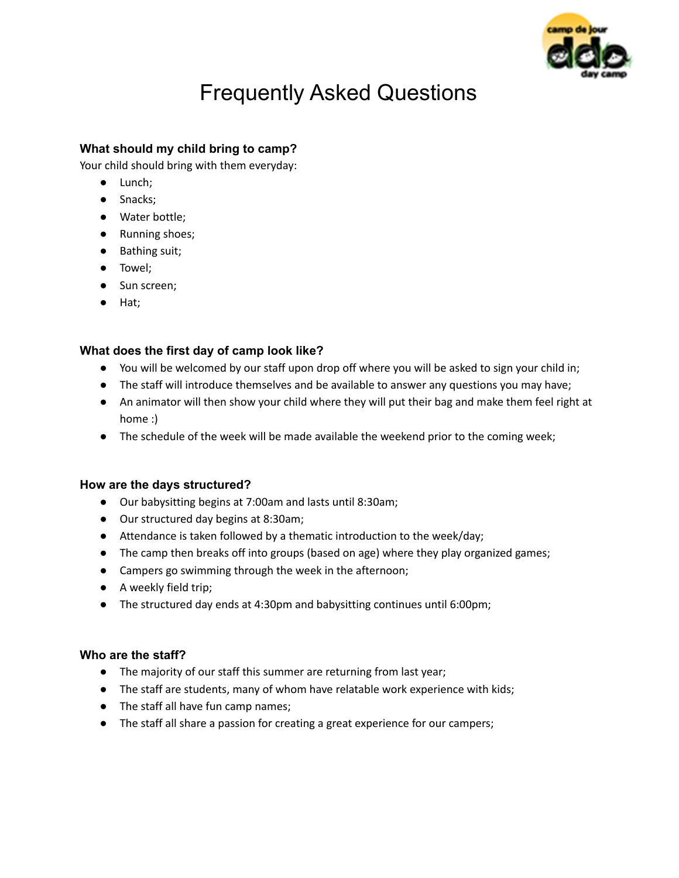# Frequently Asked Questions

### What should my child bring to camp?

Your child should bring with them everyday:

- Lunch;
- Snacks;
- Water bottle;
- Running shoes;
- Bathing suit;
- Towel;
- Sun screen;
- Hat;

### What does the first day of camp look like?

- You will be welcomed by our staff upon drop off where you will be asked to sign your child in;
- The staff will introduce themselves and be available to answer any questions you may have;
- An animator will then show your child where they will put their bag and make them feel right at home :)
- The schedule of the week will be made available the weekend prior to the coming week;

### How are the days structured?

- Our babysitting begins at 7:00am and lasts until 8:30am;
- Our structured day begins at 8:30am;
- Attendance is taken followed by a thematic introduction to the week/day;
- The camp then breaks off into groups (based on age) where they play organized games;
- Campers go swimming through the week in the afternoon;
- A weekly field trip;
- The structured day ends at 4:30pm and babysitting continues until 6:00pm;

### Who are the staff?

- The majority of our staff this summer are returning from last year;
- The staff are students, many of whom have relatable work experience with kids;
- The staff all have fun camp names;
- The staff all share a passion for creating a great experience for our campers;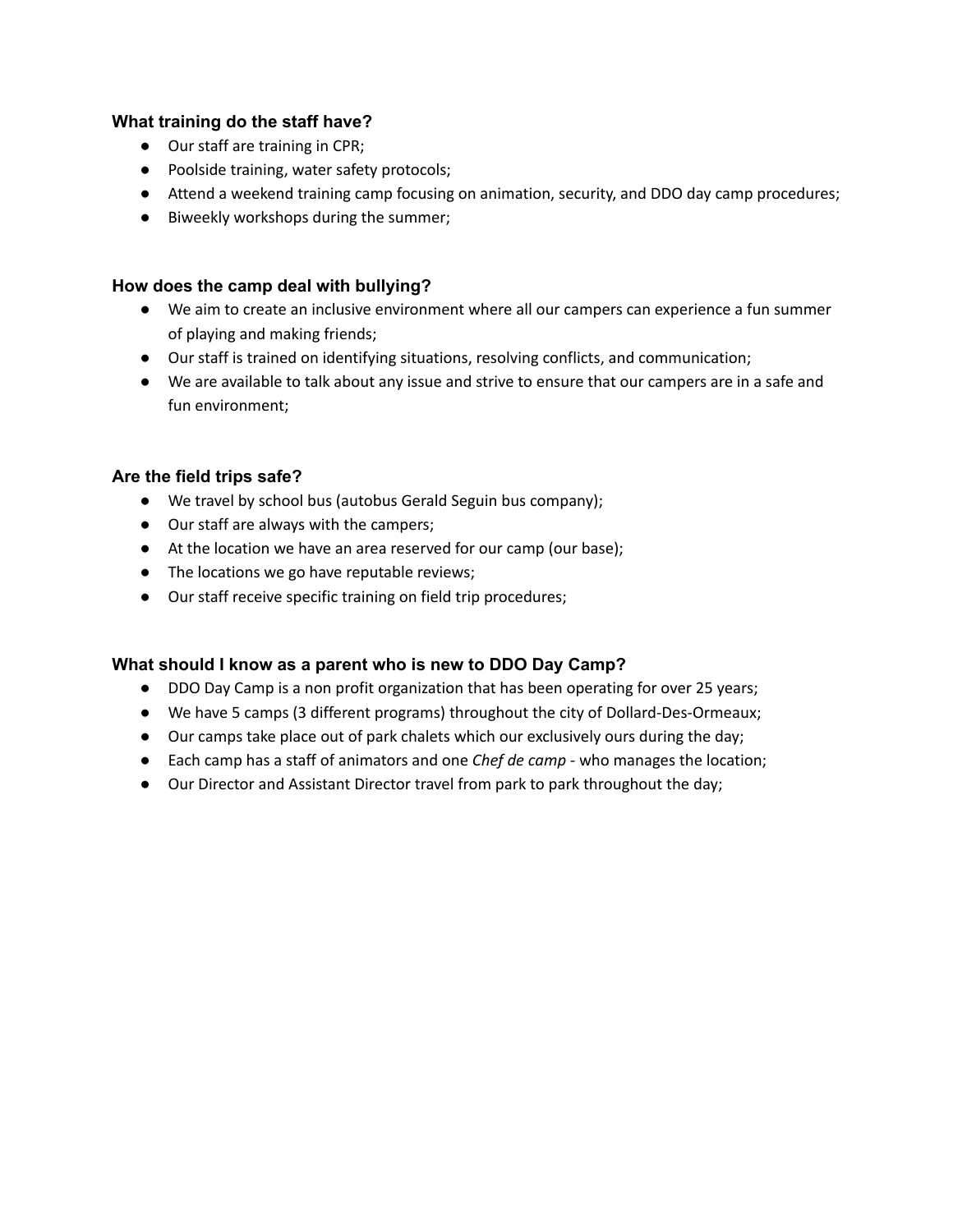### What training do the staff have?

- Our staff are training in CPR;
- Poolside training, water safety protocols;
- Attend a weekend training camp focusing on animation, security, and DDO day camp procedures;
- Biweekly workshops during the summer;

### How does the camp deal with bullying?

- We aim to create an inclusive environment where all our campers can experience a fun summer of playing and making friends;
- Our staff is trained on identifying situations, resolving conflicts, and communication;
- We are available to talk about any issue and strive to ensure that our campers are in a safe and fun environment;

### Are the field trips safe?

- We travel by school bus (autobus Gerald Seguin bus company);
- Our staff are always with the campers;
- At the location we have an area reserved for our camp (our base);
- The locations we go have reputable reviews;
- Our staff receive specific training on field trip procedures;

### What should I know as a parent who is new to DDO Day Camp?

- DDO Day Camp is a non profit organization that has been operating for over 25 years;
- We have 5 camps (3 different programs) throughout the city of Dollard-Des-Ormeaux;
- Our camps take place out of park chalets which our exclusively ours during the day;
- Each camp has a staff of animators and one *Chef de camp* - who manages the location;
- Our Director and Assistant Director travel from park to park throughout the day;